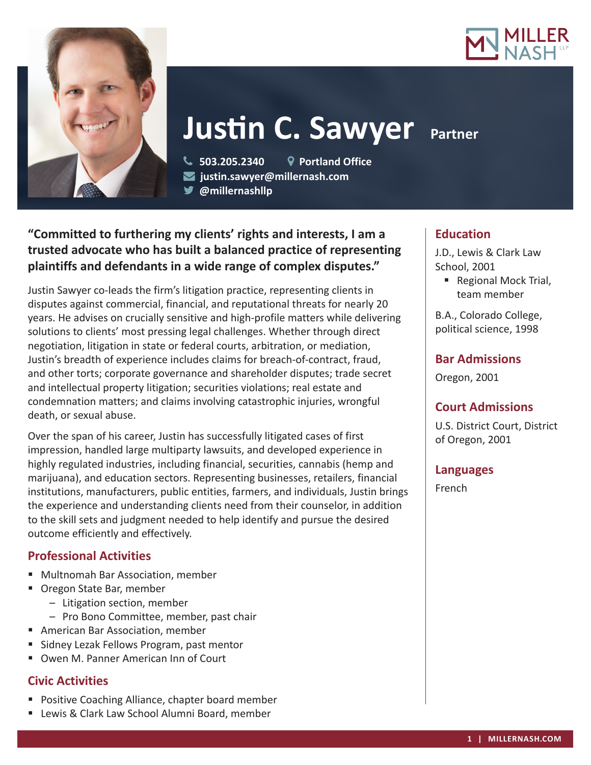# Justin C. Sawyer Partner

503.205.2340 | Portland Office
justin.sawyer@millernash.com
@millernashllp

**"Committed to furthering my clients' rights and interests, I am a trusted advocate who has built a balanced practice of representing plaintiffs and defendants in a wide range of complex disputes."**

Justin Sawyer co-leads the firm's litigation practice, representing clients in disputes against commercial, financial, and reputational threats for nearly 20 years. He advises on crucially sensitive and high-profile matters while delivering solutions to clients' most pressing legal challenges. Whether through direct negotiation, litigation in state or federal courts, arbitration, or mediation, Justin's breadth of experience includes claims for breach-of-contract, fraud, and other torts; corporate governance and shareholder disputes; trade secret and intellectual property litigation; securities violations; real estate and condemnation matters; and claims involving catastrophic injuries, wrongful death, or sexual abuse.

Over the span of his career, Justin has successfully litigated cases of first impression, handled large multiparty lawsuits, and developed experience in highly regulated industries, including financial, securities, cannabis (hemp and marijuana), and education sectors. Representing businesses, retailers, financial institutions, manufacturers, public entities, farmers, and individuals, Justin brings the experience and understanding clients need from their counselor, in addition to the skill sets and judgment needed to help identify and pursue the desired outcome efficiently and effectively.

## Professional Activities

- Multnomah Bar Association, member
- Oregon State Bar, member
  - Litigation section, member
  - Pro Bono Committee, member, past chair
- American Bar Association, member
- Sidney Lezak Fellows Program, past mentor
- Owen M. Panner American Inn of Court

## Civic Activities

- Positive Coaching Alliance, chapter board member
- Lewis & Clark Law School Alumni Board, member

## Education

J.D., Lewis & Clark Law School, 2001

- Regional Mock Trial, team member

B.A., Colorado College, political science, 1998

## Bar Admissions

Oregon, 2001

## Court Admissions

U.S. District Court, District of Oregon, 2001

## Languages

French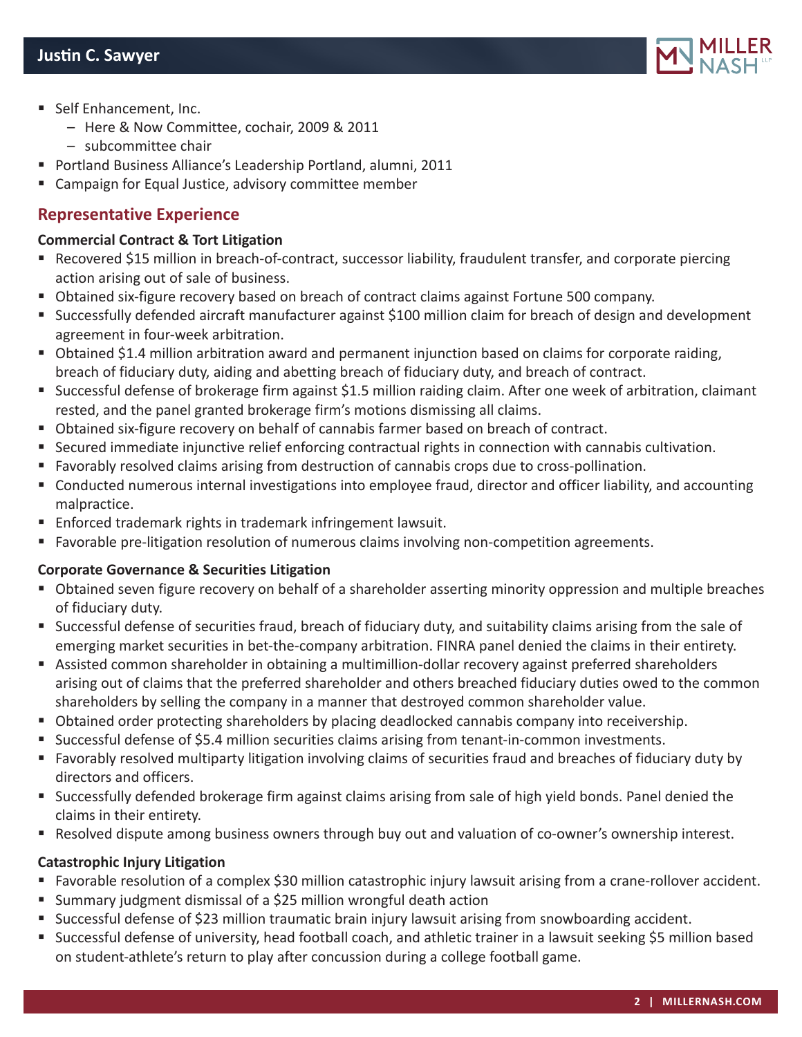- Self Enhancement, Inc.
  - Here & Now Committee, cochair, 2009 & 2011
  - subcommittee chair
- Portland Business Alliance's Leadership Portland, alumni, 2011
- Campaign for Equal Justice, advisory committee member

## Representative Experience

**Commercial Contract & Tort Litigation**

- Recovered $15 million in breach-of-contract, successor liability, fraudulent transfer, and corporate piercing action arising out of sale of business.
- Obtained six-figure recovery based on breach of contract claims against Fortune 500 company.
- Successfully defended aircraft manufacturer against $100 million claim for breach of design and development agreement in four-week arbitration.
- Obtained $1.4 million arbitration award and permanent injunction based on claims for corporate raiding, breach of fiduciary duty, aiding and abetting breach of fiduciary duty, and breach of contract.
- Successful defense of brokerage firm against $1.5 million raiding claim. After one week of arbitration, claimant rested, and the panel granted brokerage firm's motions dismissing all claims.
- Obtained six-figure recovery on behalf of cannabis farmer based on breach of contract.
- Secured immediate injunctive relief enforcing contractual rights in connection with cannabis cultivation.
- Favorably resolved claims arising from destruction of cannabis crops due to cross-pollination.
- Conducted numerous internal investigations into employee fraud, director and officer liability, and accounting malpractice.
- Enforced trademark rights in trademark infringement lawsuit.
- Favorable pre-litigation resolution of numerous claims involving non-competition agreements.

**Corporate Governance & Securities Litigation**

- Obtained seven figure recovery on behalf of a shareholder asserting minority oppression and multiple breaches of fiduciary duty.
- Successful defense of securities fraud, breach of fiduciary duty, and suitability claims arising from the sale of emerging market securities in bet-the-company arbitration. FINRA panel denied the claims in their entirety.
- Assisted common shareholder in obtaining a multimillion-dollar recovery against preferred shareholders arising out of claims that the preferred shareholder and others breached fiduciary duties owed to the common shareholders by selling the company in a manner that destroyed common shareholder value.
- Obtained order protecting shareholders by placing deadlocked cannabis company into receivership.
- Successful defense of $5.4 million securities claims arising from tenant-in-common investments.
- Favorably resolved multiparty litigation involving claims of securities fraud and breaches of fiduciary duty by directors and officers.
- Successfully defended brokerage firm against claims arising from sale of high yield bonds. Panel denied the claims in their entirety.
- Resolved dispute among business owners through buy out and valuation of co-owner's ownership interest.

**Catastrophic Injury Litigation**

- Favorable resolution of a complex $30 million catastrophic injury lawsuit arising from a crane-rollover accident.
- Summary judgment dismissal of a $25 million wrongful death action
- Successful defense of $23 million traumatic brain injury lawsuit arising from snowboarding accident.
- Successful defense of university, head football coach, and athletic trainer in a lawsuit seeking $5 million based on student-athlete's return to play after concussion during a college football game.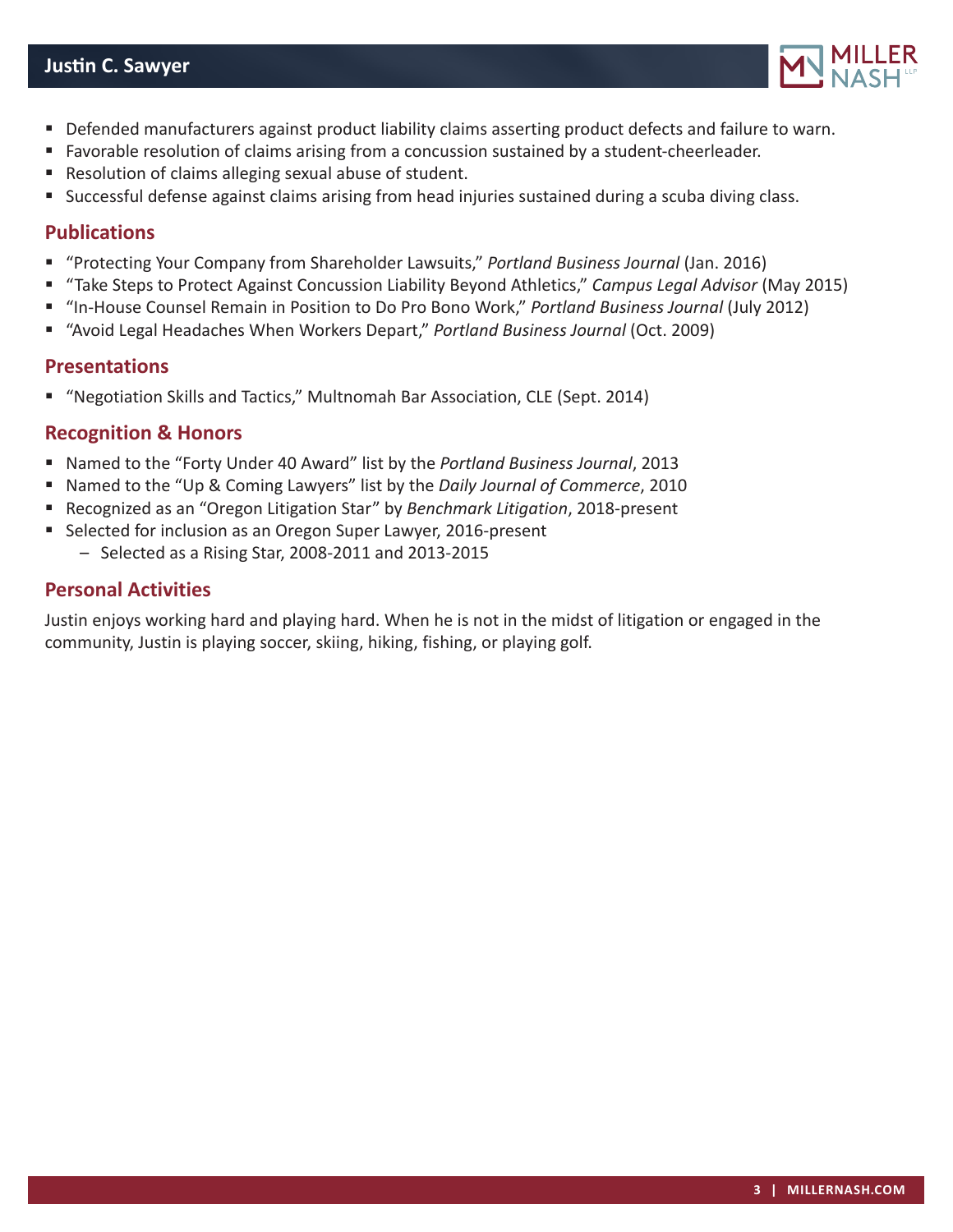- Defended manufacturers against product liability claims asserting product defects and failure to warn.
- Favorable resolution of claims arising from a concussion sustained by a student-cheerleader.
- Resolution of claims alleging sexual abuse of student.
- Successful defense against claims arising from head injuries sustained during a scuba diving class.

## Publications

- "Protecting Your Company from Shareholder Lawsuits," *Portland Business Journal* (Jan. 2016)
- "Take Steps to Protect Against Concussion Liability Beyond Athletics," *Campus Legal Advisor* (May 2015)
- "In-House Counsel Remain in Position to Do Pro Bono Work," *Portland Business Journal* (July 2012)
- "Avoid Legal Headaches When Workers Depart," *Portland Business Journal* (Oct. 2009)

## Presentations

- "Negotiation Skills and Tactics," Multnomah Bar Association, CLE (Sept. 2014)

## Recognition & Honors

- Named to the "Forty Under 40 Award" list by the *Portland Business Journal*, 2013
- Named to the "Up & Coming Lawyers" list by the *Daily Journal of Commerce*, 2010
- Recognized as an "Oregon Litigation Star" by *Benchmark Litigation*, 2018-present
- Selected for inclusion as an Oregon Super Lawyer, 2016-present
  - Selected as a Rising Star, 2008-2011 and 2013-2015

## Personal Activities

Justin enjoys working hard and playing hard. When he is not in the midst of litigation or engaged in the community, Justin is playing soccer, skiing, hiking, fishing, or playing golf.